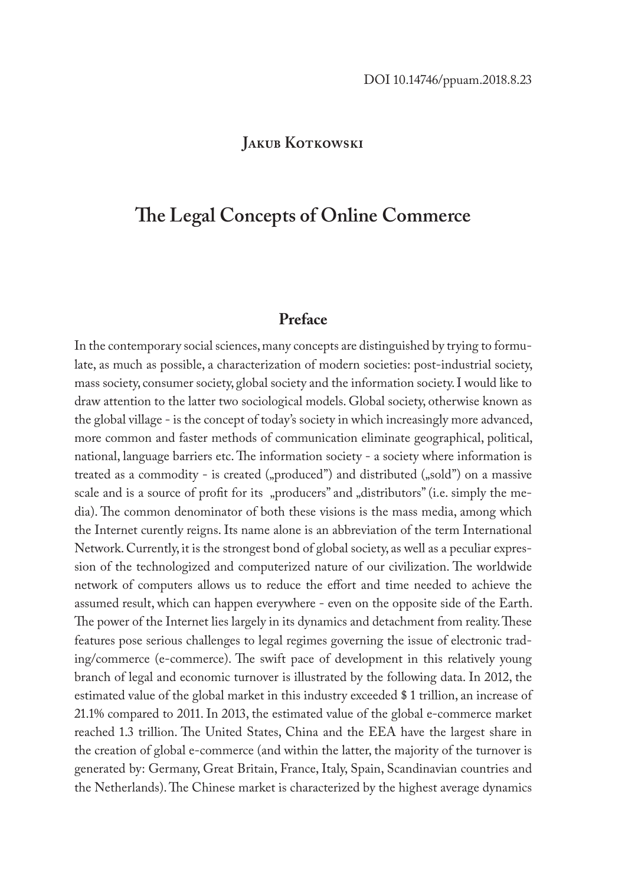DOI 10.14746/ppuam.2018.8.23

**Jakub Kotkowski**

# The Legal Concepts of Online Commerce

## Preface

In the contemporary social sciences, many concepts are distinguished by trying to formulate, as much as possible, a characterization of modern societies: post-industrial society, mass society, consumer society, global society and the information society. I would like to draw attention to the latter two sociological models. Global society, otherwise known as the global village - is the concept of today's society in which increasingly more advanced, more common and faster methods of communication eliminate geographical, political, national, language barriers etc. The information society - a society where information is treated as a commodity - is created („produced") and distributed („sold") on a massive scale and is a source of profit for its „producers" and „distributors" (i.e. simply the media). The common denominator of both these visions is the mass media, among which the Internet curently reigns. Its name alone is an abbreviation of the term International Network. Currently, it is the strongest bond of global society, as well as a peculiar expression of the technologized and computerized nature of our civilization. The worldwide network of computers allows us to reduce the effort and time needed to achieve the assumed result, which can happen everywhere - even on the opposite side of the Earth. The power of the Internet lies largely in its dynamics and detachment from reality. These features pose serious challenges to legal regimes governing the issue of electronic trading/commerce (e-commerce). The swift pace of development in this relatively young branch of legal and economic turnover is illustrated by the following data. In 2012, the estimated value of the global market in this industry exceeded $ 1 trillion, an increase of 21.1% compared to 2011. In 2013, the estimated value of the global e-commerce market reached 1.3 trillion. The United States, China and the EEA have the largest share in the creation of global e-commerce (and within the latter, the majority of the turnover is generated by: Germany, Great Britain, France, Italy, Spain, Scandinavian countries and the Netherlands). The Chinese market is characterized by the highest average dynamics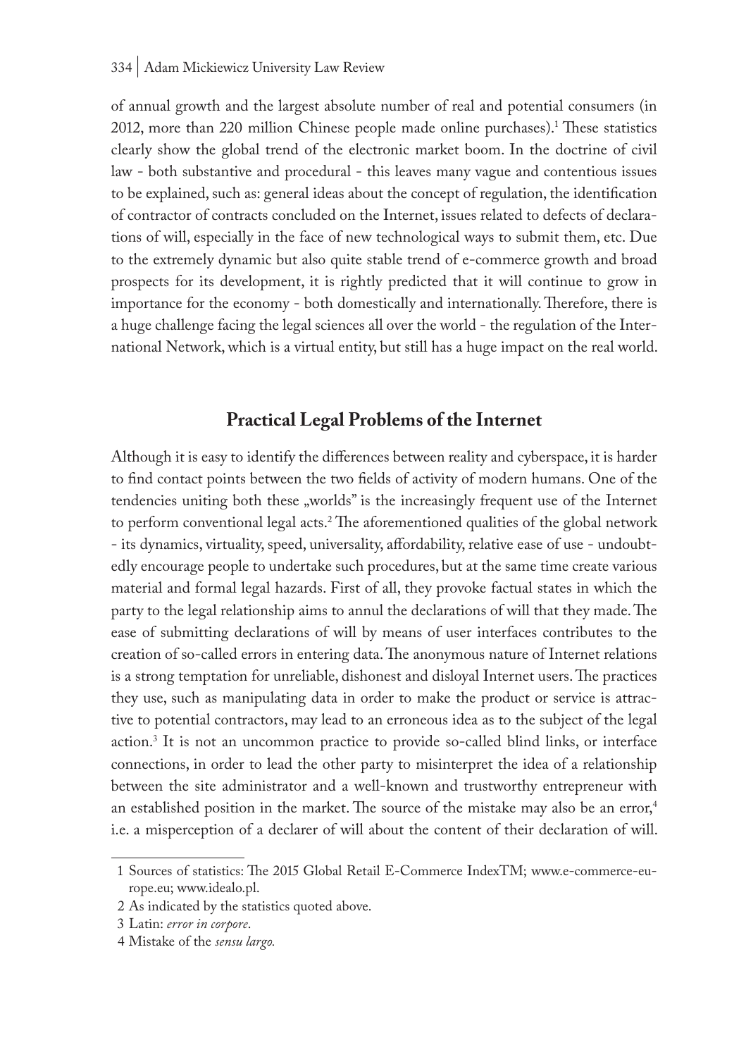of annual growth and the largest absolute number of real and potential consumers (in 2012, more than 220 million Chinese people made online purchases).[1] These statistics clearly show the global trend of the electronic market boom. In the doctrine of civil law - both substantive and procedural - this leaves many vague and contentious issues to be explained, such as: general ideas about the concept of regulation, the identification of contractor of contracts concluded on the Internet, issues related to defects of declarations of will, especially in the face of new technological ways to submit them, etc. Due to the extremely dynamic but also quite stable trend of e-commerce growth and broad prospects for its development, it is rightly predicted that it will continue to grow in importance for the economy - both domestically and internationally. Therefore, there is a huge challenge facing the legal sciences all over the world - the regulation of the International Network, which is a virtual entity, but still has a huge impact on the real world.

## Practical Legal Problems of the Internet

Although it is easy to identify the differences between reality and cyberspace, it is harder to find contact points between the two fields of activity of modern humans. One of the tendencies uniting both these „worlds" is the increasingly frequent use of the Internet to perform conventional legal acts.[2] The aforementioned qualities of the global network - its dynamics, virtuality, speed, universality, affordability, relative ease of use - undoubtedly encourage people to undertake such procedures, but at the same time create various material and formal legal hazards. First of all, they provoke factual states in which the party to the legal relationship aims to annul the declarations of will that they made. The ease of submitting declarations of will by means of user interfaces contributes to the creation of so-called errors in entering data. The anonymous nature of Internet relations is a strong temptation for unreliable, dishonest and disloyal Internet users. The practices they use, such as manipulating data in order to make the product or service is attractive to potential contractors, may lead to an erroneous idea as to the subject of the legal action.[3] It is not an uncommon practice to provide so-called blind links, or interface connections, in order to lead the other party to misinterpret the idea of a relationship between the site administrator and a well-known and trustworthy entrepreneur with an established position in the market. The source of the mistake may also be an error,[4] i.e. a misperception of a declarer of will about the content of their declaration of will.

1 Sources of statistics: The 2015 Global Retail E-Commerce IndexTM; www.e-commerce-europe.eu; www.idealo.pl.

2 As indicated by the statistics quoted above.

3 Latin: *error in corpore*.

4 Mistake of the *sensu largo.*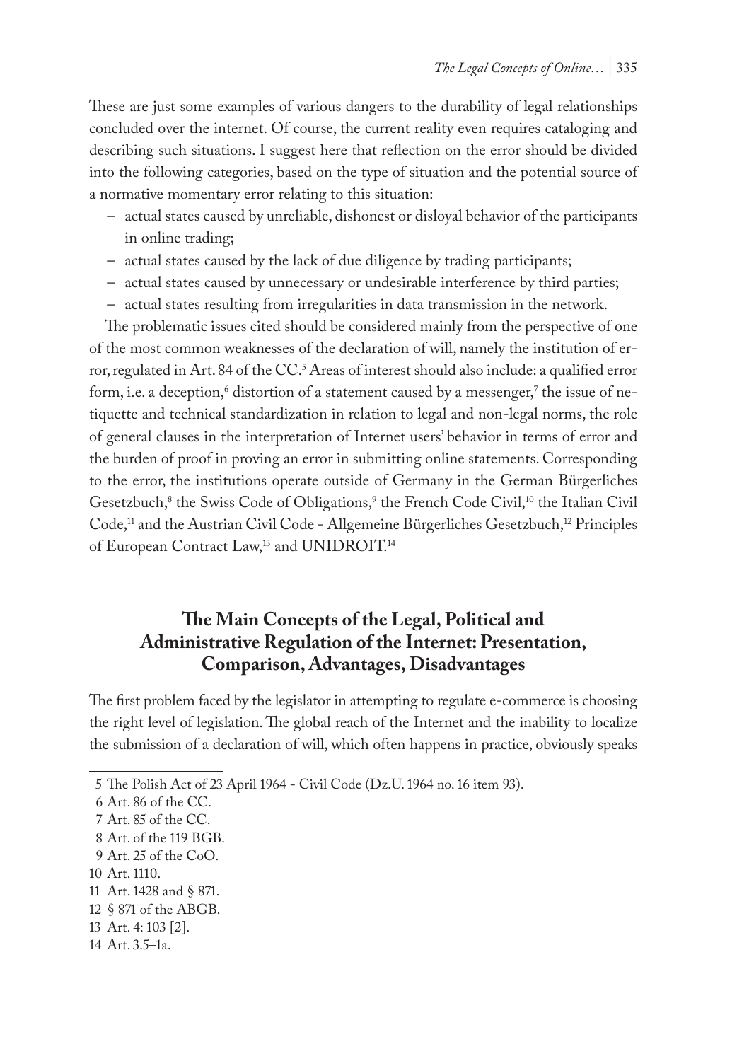These are just some examples of various dangers to the durability of legal relationships concluded over the internet. Of course, the current reality even requires cataloging and describing such situations. I suggest here that reflection on the error should be divided into the following categories, based on the type of situation and the potential source of a normative momentary error relating to this situation:

- actual states caused by unreliable, dishonest or disloyal behavior of the participants in online trading;
- actual states caused by the lack of due diligence by trading participants;
- actual states caused by unnecessary or undesirable interference by third parties;
- actual states resulting from irregularities in data transmission in the network.

The problematic issues cited should be considered mainly from the perspective of one of the most common weaknesses of the declaration of will, namely the institution of error, regulated in Art. 84 of the CC.[5] Areas of interest should also include: a qualified error form, i.e. a deception,[6] distortion of a statement caused by a messenger,[7] the issue of netiquette and technical standardization in relation to legal and non-legal norms, the role of general clauses in the interpretation of Internet users' behavior in terms of error and the burden of proof in proving an error in submitting online statements. Corresponding to the error, the institutions operate outside of Germany in the German Bürgerliches Gesetzbuch,[8] the Swiss Code of Obligations,[9] the French Code Civil,[10] the Italian Civil Code,[11] and the Austrian Civil Code - Allgemeine Bürgerliches Gesetzbuch,[12] Principles of European Contract Law,[13] and UNIDROIT.[14]

## The Main Concepts of the Legal, Political and Administrative Regulation of the Internet: Presentation, Comparison, Advantages, Disadvantages

The first problem faced by the legislator in attempting to regulate e-commerce is choosing the right level of legislation. The global reach of the Internet and the inability to localize the submission of a declaration of will, which often happens in practice, obviously speaks

---

5 The Polish Act of 23 April 1964 - Civil Code (Dz.U. 1964 no. 16 item 93).

6 Art. 86 of the CC.

7 Art. 85 of the CC.

8 Art. of the 119 BGB.

9 Art. 25 of the CoO.

10 Art. 1110.

11 Art. 1428 and § 871.

12 § 871 of the ABGB.

13 Art. 4: 103 [2].

14 Art. 3.5–1a.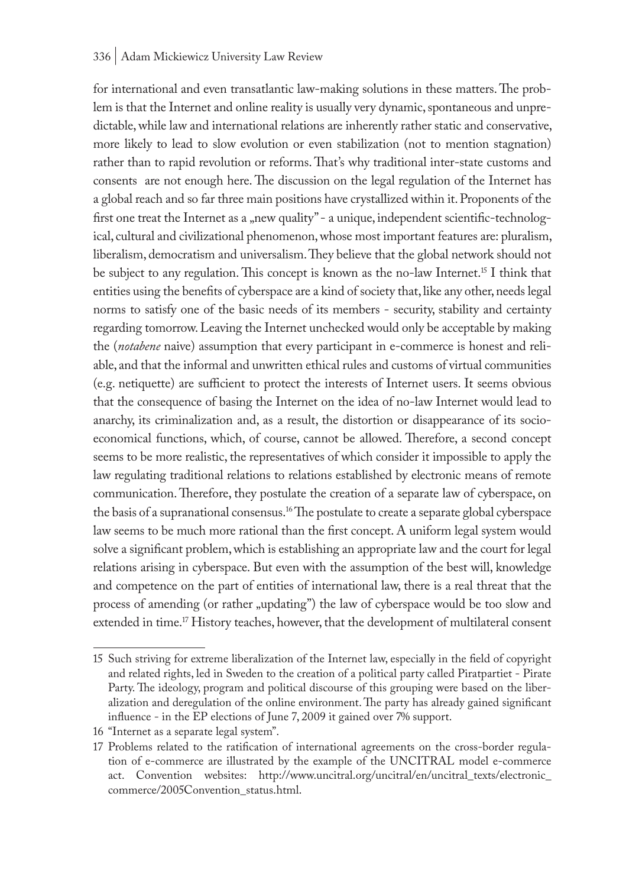for international and even transatlantic law-making solutions in these matters. The problem is that the Internet and online reality is usually very dynamic, spontaneous and unpredictable, while law and international relations are inherently rather static and conservative, more likely to lead to slow evolution or even stabilization (not to mention stagnation) rather than to rapid revolution or reforms. That's why traditional inter-state customs and consents are not enough here. The discussion on the legal regulation of the Internet has a global reach and so far three main positions have crystallized within it. Proponents of the first one treat the Internet as a „new quality" - a unique, independent scientific-technological, cultural and civilizational phenomenon, whose most important features are: pluralism, liberalism, democratism and universalism. They believe that the global network should not be subject to any regulation. This concept is known as the no-law Internet.[15] I think that entities using the benefits of cyberspace are a kind of society that, like any other, needs legal norms to satisfy one of the basic needs of its members - security, stability and certainty regarding tomorrow. Leaving the Internet unchecked would only be acceptable by making the (*notabene* naive) assumption that every participant in e-commerce is honest and reliable, and that the informal and unwritten ethical rules and customs of virtual communities (e.g. netiquette) are sufficient to protect the interests of Internet users. It seems obvious that the consequence of basing the Internet on the idea of no-law Internet would lead to anarchy, its criminalization and, as a result, the distortion or disappearance of its socio-economical functions, which, of course, cannot be allowed. Therefore, a second concept seems to be more realistic, the representatives of which consider it impossible to apply the law regulating traditional relations to relations established by electronic means of remote communication. Therefore, they postulate the creation of a separate law of cyberspace, on the basis of a supranational consensus.[16] The postulate to create a separate global cyberspace law seems to be much more rational than the first concept. A uniform legal system would solve a significant problem, which is establishing an appropriate law and the court for legal relations arising in cyberspace. But even with the assumption of the best will, knowledge and competence on the part of entities of international law, there is a real threat that the process of amending (or rather „updating") the law of cyberspace would be too slow and extended in time.[17] History teaches, however, that the development of multilateral consent

---

15 Such striving for extreme liberalization of the Internet law, especially in the field of copyright and related rights, led in Sweden to the creation of a political party called Piratpartiet - Pirate Party. The ideology, program and political discourse of this grouping were based on the liberalization and deregulation of the online environment. The party has already gained significant influence - in the EP elections of June 7, 2009 it gained over 7% support.

16 "Internet as a separate legal system".

17 Problems related to the ratification of international agreements on the cross-border regulation of e-commerce are illustrated by the example of the UNCITRAL model e-commerce act. Convention websites: http://www.uncitral.org/uncitral/en/uncitral_texts/electronic_commerce/2005Convention_status.html.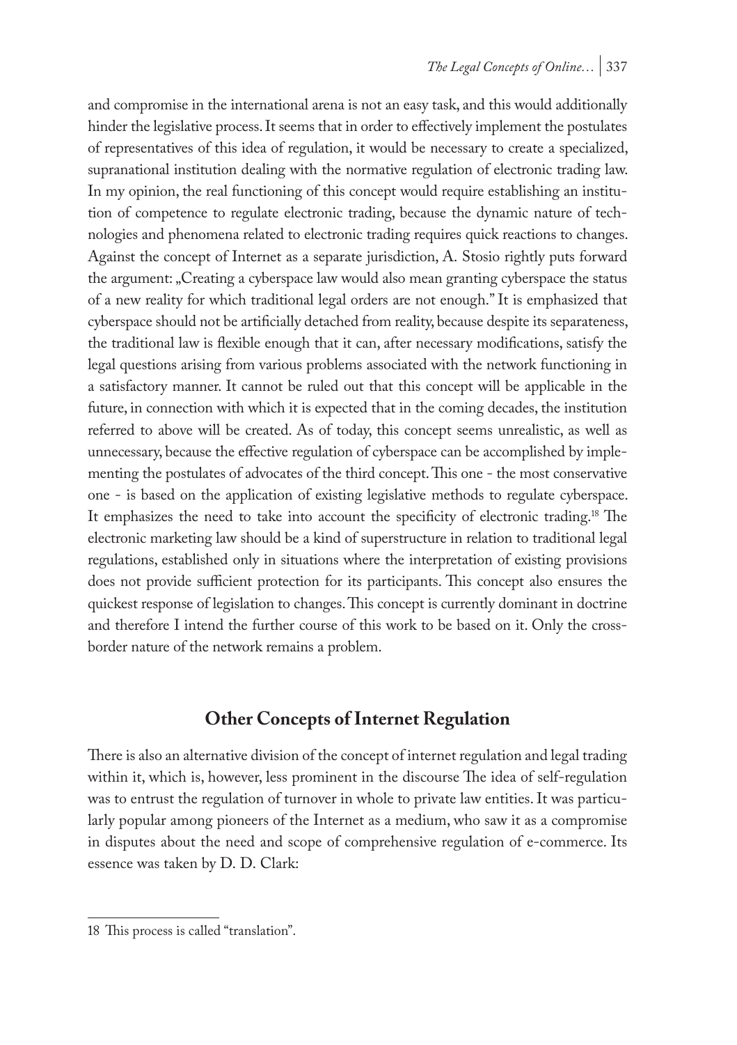and compromise in the international arena is not an easy task, and this would additionally hinder the legislative process. It seems that in order to effectively implement the postulates of representatives of this idea of regulation, it would be necessary to create a specialized, supranational institution dealing with the normative regulation of electronic trading law. In my opinion, the real functioning of this concept would require establishing an institution of competence to regulate electronic trading, because the dynamic nature of technologies and phenomena related to electronic trading requires quick reactions to changes. Against the concept of Internet as a separate jurisdiction, A. Stosio rightly puts forward the argument: „Creating a cyberspace law would also mean granting cyberspace the status of a new reality for which traditional legal orders are not enough." It is emphasized that cyberspace should not be artificially detached from reality, because despite its separateness, the traditional law is flexible enough that it can, after necessary modifications, satisfy the legal questions arising from various problems associated with the network functioning in a satisfactory manner. It cannot be ruled out that this concept will be applicable in the future, in connection with which it is expected that in the coming decades, the institution referred to above will be created. As of today, this concept seems unrealistic, as well as unnecessary, because the effective regulation of cyberspace can be accomplished by implementing the postulates of advocates of the third concept. This one - the most conservative one - is based on the application of existing legislative methods to regulate cyberspace. It emphasizes the need to take into account the specificity of electronic trading.[18] The electronic marketing law should be a kind of superstructure in relation to traditional legal regulations, established only in situations where the interpretation of existing provisions does not provide sufficient protection for its participants. This concept also ensures the quickest response of legislation to changes. This concept is currently dominant in doctrine and therefore I intend the further course of this work to be based on it. Only the cross-border nature of the network remains a problem.

## Other Concepts of Internet Regulation

There is also an alternative division of the concept of internet regulation and legal trading within it, which is, however, less prominent in the discourse The idea of self-regulation was to entrust the regulation of turnover in whole to private law entities. It was particularly popular among pioneers of the Internet as a medium, who saw it as a compromise in disputes about the need and scope of comprehensive regulation of e-commerce. Its essence was taken by D. D. Clark:

---

18 This process is called "translation".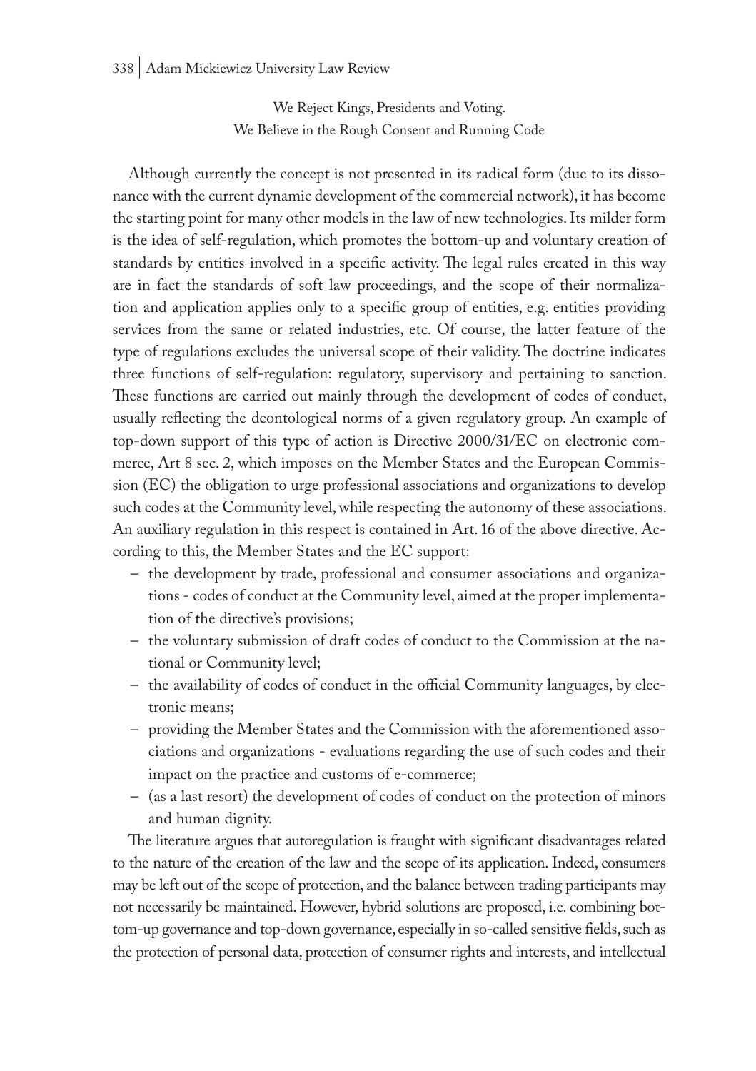We Reject Kings, Presidents and Voting.
We Believe in the Rough Consent and Running Code

Although currently the concept is not presented in its radical form (due to its dissonance with the current dynamic development of the commercial network), it has become the starting point for many other models in the law of new technologies. Its milder form is the idea of self-regulation, which promotes the bottom-up and voluntary creation of standards by entities involved in a specific activity. The legal rules created in this way are in fact the standards of soft law proceedings, and the scope of their normalization and application applies only to a specific group of entities, e.g. entities providing services from the same or related industries, etc. Of course, the latter feature of the type of regulations excludes the universal scope of their validity. The doctrine indicates three functions of self-regulation: regulatory, supervisory and pertaining to sanction. These functions are carried out mainly through the development of codes of conduct, usually reflecting the deontological norms of a given regulatory group. An example of top-down support of this type of action is Directive 2000/31/EC on electronic commerce, Art 8 sec. 2, which imposes on the Member States and the European Commission (EC) the obligation to urge professional associations and organizations to develop such codes at the Community level, while respecting the autonomy of these associations. An auxiliary regulation in this respect is contained in Art. 16 of the above directive. According to this, the Member States and the EC support:

- the development by trade, professional and consumer associations and organizations - codes of conduct at the Community level, aimed at the proper implementation of the directive's provisions;
- the voluntary submission of draft codes of conduct to the Commission at the national or Community level;
- the availability of codes of conduct in the official Community languages, by electronic means;
- providing the Member States and the Commission with the aforementioned associations and organizations - evaluations regarding the use of such codes and their impact on the practice and customs of e-commerce;
- (as a last resort) the development of codes of conduct on the protection of minors and human dignity.

The literature argues that autoregulation is fraught with significant disadvantages related to the nature of the creation of the law and the scope of its application. Indeed, consumers may be left out of the scope of protection, and the balance between trading participants may not necessarily be maintained. However, hybrid solutions are proposed, i.e. combining bottom-up governance and top-down governance, especially in so-called sensitive fields, such as the protection of personal data, protection of consumer rights and interests, and intellectual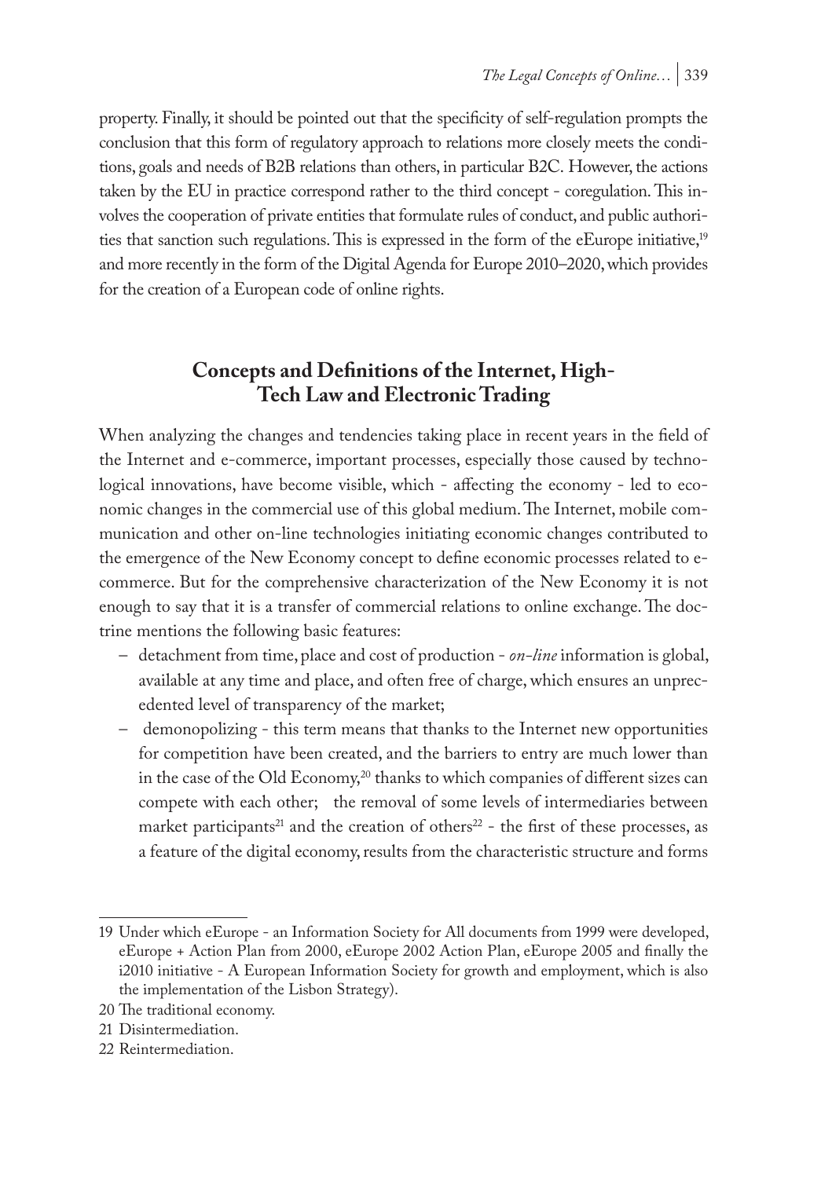property. Finally, it should be pointed out that the specificity of self-regulation prompts the conclusion that this form of regulatory approach to relations more closely meets the conditions, goals and needs of B2B relations than others, in particular B2C. However, the actions taken by the EU in practice correspond rather to the third concept - coregulation. This involves the cooperation of private entities that formulate rules of conduct, and public authorities that sanction such regulations. This is expressed in the form of the eEurope initiative,[19] and more recently in the form of the Digital Agenda for Europe 2010–2020, which provides for the creation of a European code of online rights.

## Concepts and Definitions of the Internet, High-Tech Law and Electronic Trading

When analyzing the changes and tendencies taking place in recent years in the field of the Internet and e-commerce, important processes, especially those caused by technological innovations, have become visible, which - affecting the economy - led to economic changes in the commercial use of this global medium. The Internet, mobile communication and other on-line technologies initiating economic changes contributed to the emergence of the New Economy concept to define economic processes related to e-commerce. But for the comprehensive characterization of the New Economy it is not enough to say that it is a transfer of commercial relations to online exchange. The doctrine mentions the following basic features:

- detachment from time, place and cost of production - *on-line* information is global, available at any time and place, and often free of charge, which ensures an unprecedented level of transparency of the market;
- demonopolizing - this term means that thanks to the Internet new opportunities for competition have been created, and the barriers to entry are much lower than in the case of the Old Economy,[20] thanks to which companies of different sizes can compete with each other; the removal of some levels of intermediaries between market participants[21] and the creation of others[22] - the first of these processes, as a feature of the digital economy, results from the characteristic structure and forms

---

19 Under which eEurope - an Information Society for All documents from 1999 were developed, eEurope + Action Plan from 2000, eEurope 2002 Action Plan, eEurope 2005 and finally the i2010 initiative - A European Information Society for growth and employment, which is also the implementation of the Lisbon Strategy).

20 The traditional economy.

21 Disintermediation.

22 Reintermediation.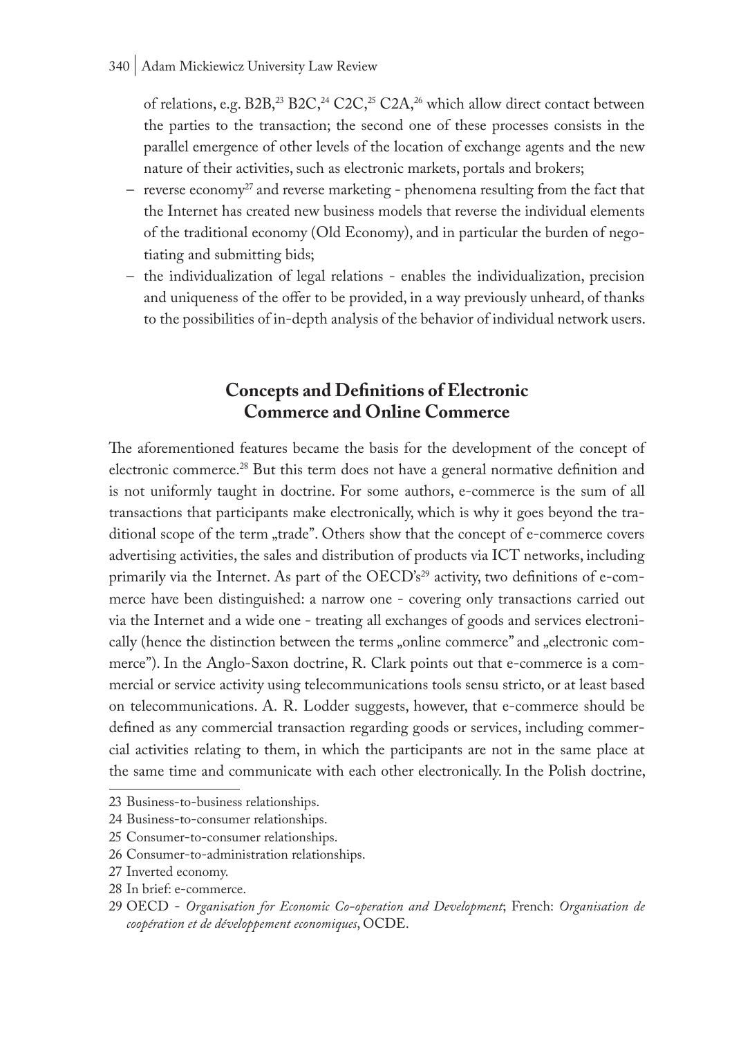of relations, e.g. B2B,[23] B2C,[24] C2C,[25] C2A,[26] which allow direct contact between the parties to the transaction; the second one of these processes consists in the parallel emergence of other levels of the location of exchange agents and the new nature of their activities, such as electronic markets, portals and brokers;

- reverse economy[27] and reverse marketing - phenomena resulting from the fact that the Internet has created new business models that reverse the individual elements of the traditional economy (Old Economy), and in particular the burden of negotiating and submitting bids;
- the individualization of legal relations - enables the individualization, precision and uniqueness of the offer to be provided, in a way previously unheard, of thanks to the possibilities of in-depth analysis of the behavior of individual network users.

## Concepts and Definitions of Electronic Commerce and Online Commerce

The aforementioned features became the basis for the development of the concept of electronic commerce.[28] But this term does not have a general normative definition and is not uniformly taught in doctrine. For some authors, e-commerce is the sum of all transactions that participants make electronically, which is why it goes beyond the traditional scope of the term „trade". Others show that the concept of e-commerce covers advertising activities, the sales and distribution of products via ICT networks, including primarily via the Internet. As part of the OECD's[29] activity, two definitions of e-commerce have been distinguished: a narrow one - covering only transactions carried out via the Internet and a wide one - treating all exchanges of goods and services electronically (hence the distinction between the terms „online commerce" and „electronic commerce"). In the Anglo-Saxon doctrine, R. Clark points out that e-commerce is a commercial or service activity using telecommunications tools sensu stricto, or at least based on telecommunications. A. R. Lodder suggests, however, that e-commerce should be defined as any commercial transaction regarding goods or services, including commercial activities relating to them, in which the participants are not in the same place at the same time and communicate with each other electronically. In the Polish doctrine,

---

23 Business-to-business relationships.

24 Business-to-consumer relationships.

25 Consumer-to-consumer relationships.

26 Consumer-to-administration relationships.

27 Inverted economy.

28 In brief: e-commerce.

29 OECD - *Organisation for Economic Co-operation and Development*; French: *Organisation de coopération et de développement economiques*, OCDE.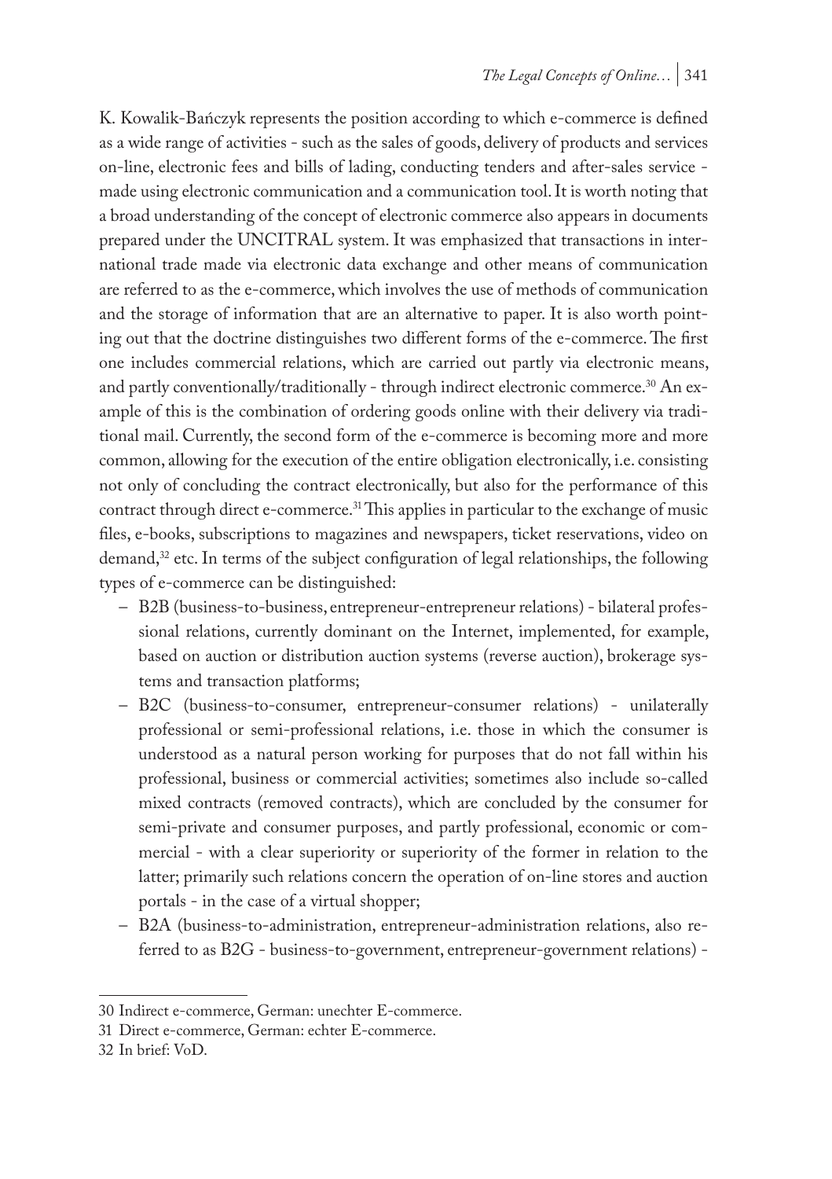K. Kowalik-Bańczyk represents the position according to which e-commerce is defined as a wide range of activities - such as the sales of goods, delivery of products and services on-line, electronic fees and bills of lading, conducting tenders and after-sales service - made using electronic communication and a communication tool. It is worth noting that a broad understanding of the concept of electronic commerce also appears in documents prepared under the UNCITRAL system. It was emphasized that transactions in international trade made via electronic data exchange and other means of communication are referred to as the e-commerce, which involves the use of methods of communication and the storage of information that are an alternative to paper. It is also worth pointing out that the doctrine distinguishes two different forms of the e-commerce. The first one includes commercial relations, which are carried out partly via electronic means, and partly conventionally/traditionally - through indirect electronic commerce.[30] An example of this is the combination of ordering goods online with their delivery via traditional mail. Currently, the second form of the e-commerce is becoming more and more common, allowing for the execution of the entire obligation electronically, i.e. consisting not only of concluding the contract electronically, but also for the performance of this contract through direct e-commerce.[31] This applies in particular to the exchange of music files, e-books, subscriptions to magazines and newspapers, ticket reservations, video on demand,[32] etc. In terms of the subject configuration of legal relationships, the following types of e-commerce can be distinguished:

- B2B (business-to-business, entrepreneur-entrepreneur relations) - bilateral professional relations, currently dominant on the Internet, implemented, for example, based on auction or distribution auction systems (reverse auction), brokerage systems and transaction platforms;
- B2C (business-to-consumer, entrepreneur-consumer relations) - unilaterally professional or semi-professional relations, i.e. those in which the consumer is understood as a natural person working for purposes that do not fall within his professional, business or commercial activities; sometimes also include so-called mixed contracts (removed contracts), which are concluded by the consumer for semi-private and consumer purposes, and partly professional, economic or commercial - with a clear superiority or superiority of the former in relation to the latter; primarily such relations concern the operation of on-line stores and auction portals - in the case of a virtual shopper;
- B2A (business-to-administration, entrepreneur-administration relations, also referred to as B2G - business-to-government, entrepreneur-government relations) -

---

30 Indirect e-commerce, German: unechter E-commerce.

31 Direct e-commerce, German: echter E-commerce.

32 In brief: VoD.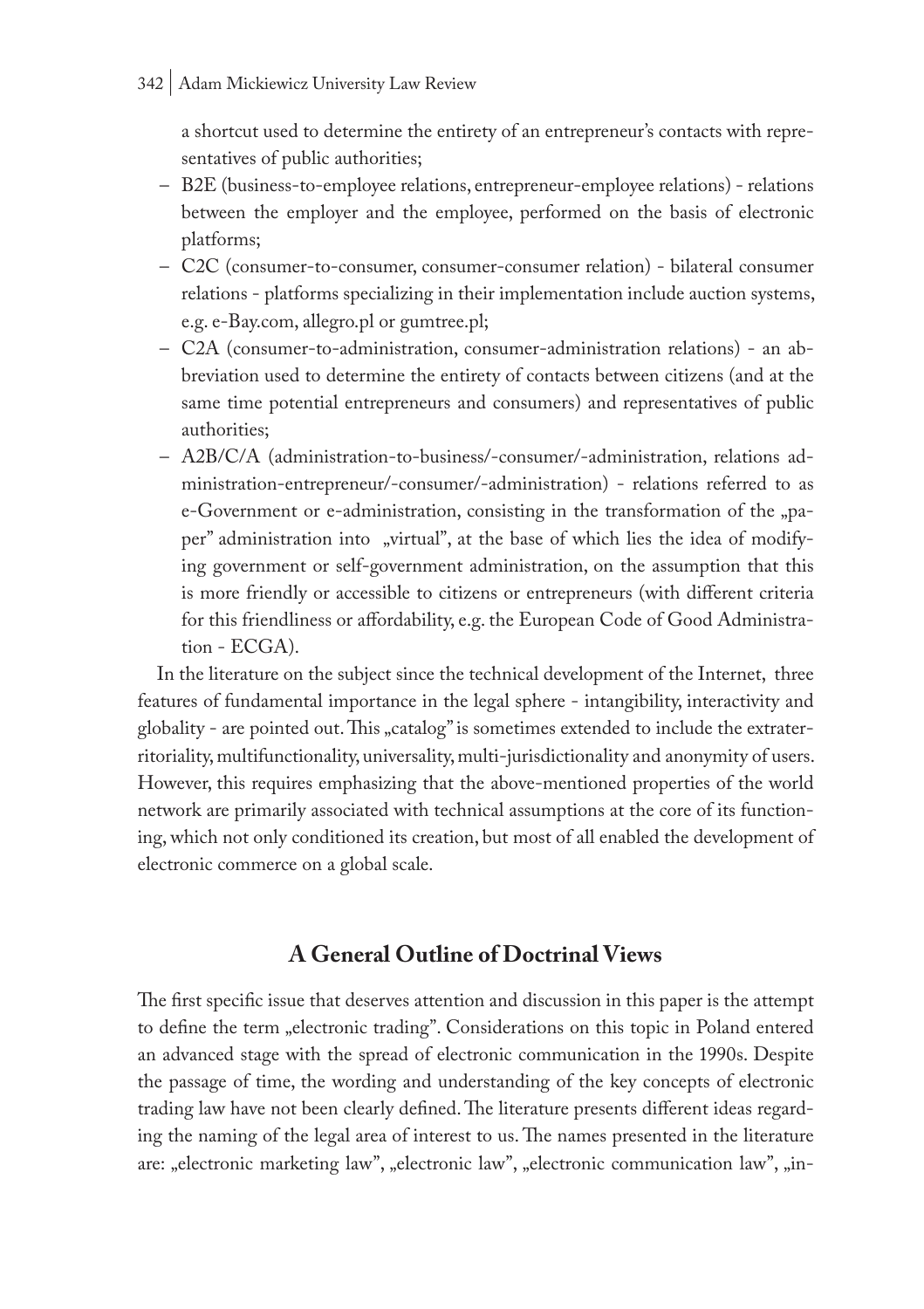a shortcut used to determine the entirety of an entrepreneur's contacts with representatives of public authorities;

- B2E (business-to-employee relations, entrepreneur-employee relations) - relations between the employer and the employee, performed on the basis of electronic platforms;
- C2C (consumer-to-consumer, consumer-consumer relation) - bilateral consumer relations - platforms specializing in their implementation include auction systems, e.g. e-Bay.com, allegro.pl or gumtree.pl;
- C2A (consumer-to-administration, consumer-administration relations) - an abbreviation used to determine the entirety of contacts between citizens (and at the same time potential entrepreneurs and consumers) and representatives of public authorities;
- A2B/C/A (administration-to-business/-consumer/-administration, relations administration-entrepreneur/-consumer/-administration) - relations referred to as e-Government or e-administration, consisting in the transformation of the „paper" administration into „virtual", at the base of which lies the idea of modifying government or self-government administration, on the assumption that this is more friendly or accessible to citizens or entrepreneurs (with different criteria for this friendliness or affordability, e.g. the European Code of Good Administration - ECGA).

In the literature on the subject since the technical development of the Internet, three features of fundamental importance in the legal sphere - intangibility, interactivity and globality - are pointed out. This „catalog" is sometimes extended to include the extraterritoriality, multifunctionality, universality, multi-jurisdictionality and anonymity of users. However, this requires emphasizing that the above-mentioned properties of the world network are primarily associated with technical assumptions at the core of its functioning, which not only conditioned its creation, but most of all enabled the development of electronic commerce on a global scale.

## A General Outline of Doctrinal Views

The first specific issue that deserves attention and discussion in this paper is the attempt to define the term „electronic trading". Considerations on this topic in Poland entered an advanced stage with the spread of electronic communication in the 1990s. Despite the passage of time, the wording and understanding of the key concepts of electronic trading law have not been clearly defined. The literature presents different ideas regarding the naming of the legal area of interest to us. The names presented in the literature are: „electronic marketing law", „electronic law", „electronic communication law", „in-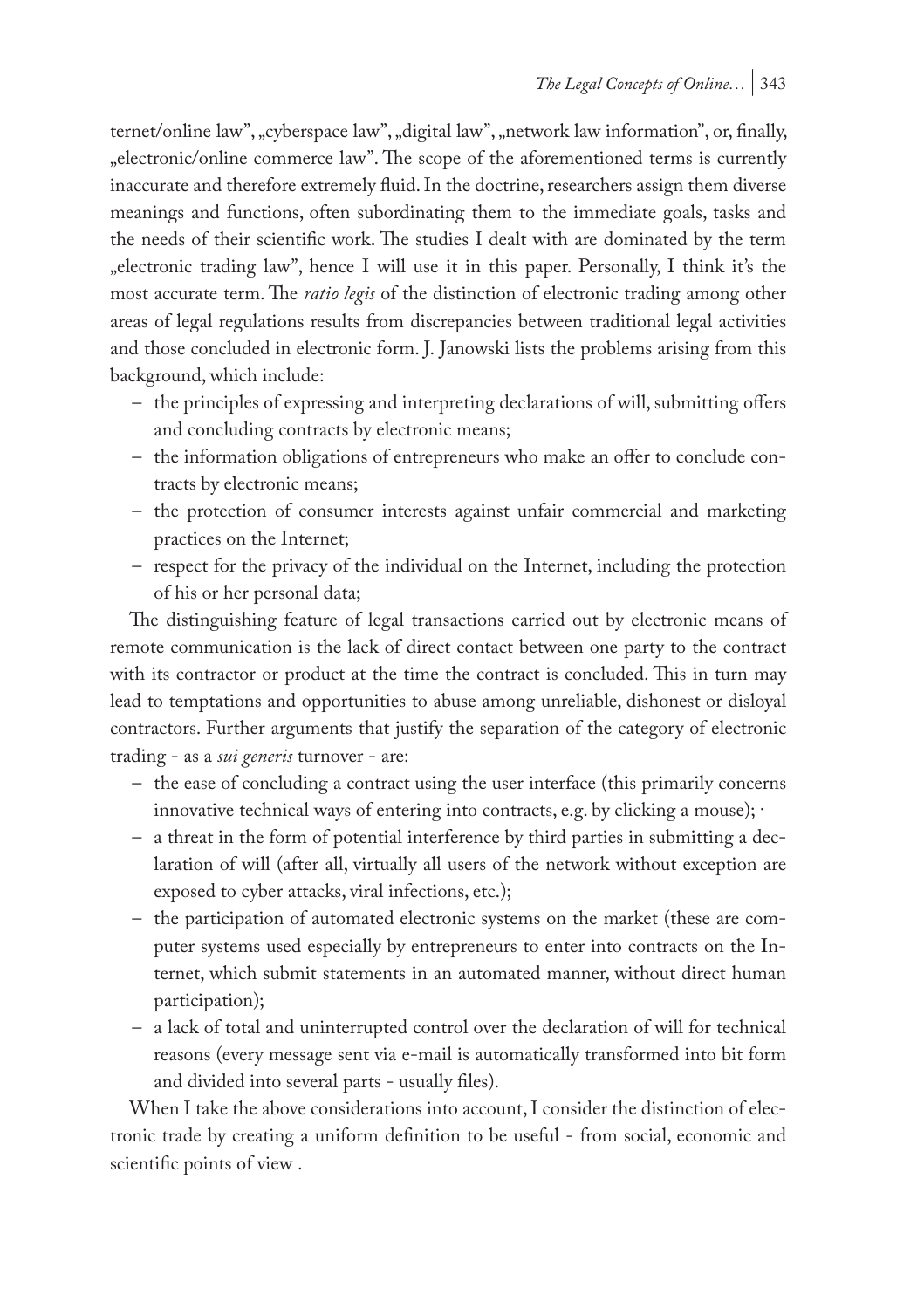ternet/online law", „cyberspace law", „digital law", „network law information", or, finally, „electronic/online commerce law". The scope of the aforementioned terms is currently inaccurate and therefore extremely fluid. In the doctrine, researchers assign them diverse meanings and functions, often subordinating them to the immediate goals, tasks and the needs of their scientific work. The studies I dealt with are dominated by the term „electronic trading law", hence I will use it in this paper. Personally, I think it's the most accurate term. The *ratio legis* of the distinction of electronic trading among other areas of legal regulations results from discrepancies between traditional legal activities and those concluded in electronic form. J. Janowski lists the problems arising from this background, which include:

- the principles of expressing and interpreting declarations of will, submitting offers and concluding contracts by electronic means;
- the information obligations of entrepreneurs who make an offer to conclude contracts by electronic means;
- the protection of consumer interests against unfair commercial and marketing practices on the Internet;
- respect for the privacy of the individual on the Internet, including the protection of his or her personal data;

The distinguishing feature of legal transactions carried out by electronic means of remote communication is the lack of direct contact between one party to the contract with its contractor or product at the time the contract is concluded. This in turn may lead to temptations and opportunities to abuse among unreliable, dishonest or disloyal contractors. Further arguments that justify the separation of the category of electronic trading - as a *sui generis* turnover - are:

- the ease of concluding a contract using the user interface (this primarily concerns innovative technical ways of entering into contracts, e.g. by clicking a mouse); ·
- a threat in the form of potential interference by third parties in submitting a declaration of will (after all, virtually all users of the network without exception are exposed to cyber attacks, viral infections, etc.);
- the participation of automated electronic systems on the market (these are computer systems used especially by entrepreneurs to enter into contracts on the Internet, which submit statements in an automated manner, without direct human participation);
- a lack of total and uninterrupted control over the declaration of will for technical reasons (every message sent via e-mail is automatically transformed into bit form and divided into several parts - usually files).

When I take the above considerations into account, I consider the distinction of electronic trade by creating a uniform definition to be useful - from social, economic and scientific points of view .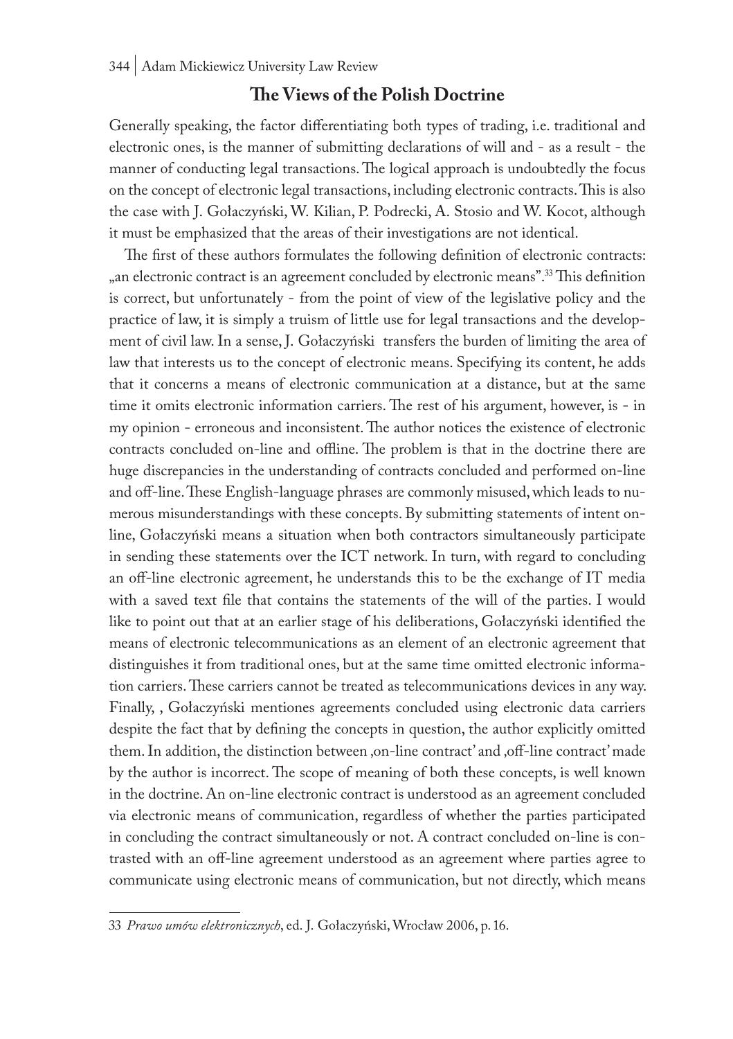## The Views of the Polish Doctrine

Generally speaking, the factor differentiating both types of trading, i.e. traditional and electronic ones, is the manner of submitting declarations of will and - as a result - the manner of conducting legal transactions. The logical approach is undoubtedly the focus on the concept of electronic legal transactions, including electronic contracts. This is also the case with J. Gołaczyński, W. Kilian, P. Podrecki, A. Stosio and W. Kocot, although it must be emphasized that the areas of their investigations are not identical.

The first of these authors formulates the following definition of electronic contracts: „an electronic contract is an agreement concluded by electronic means".[33] This definition is correct, but unfortunately - from the point of view of the legislative policy and the practice of law, it is simply a truism of little use for legal transactions and the development of civil law. In a sense, J. Gołaczyński transfers the burden of limiting the area of law that interests us to the concept of electronic means. Specifying its content, he adds that it concerns a means of electronic communication at a distance, but at the same time it omits electronic information carriers. The rest of his argument, however, is - in my opinion - erroneous and inconsistent. The author notices the existence of electronic contracts concluded on-line and offline. The problem is that in the doctrine there are huge discrepancies in the understanding of contracts concluded and performed on-line and off-line. These English-language phrases are commonly misused, which leads to numerous misunderstandings with these concepts. By submitting statements of intent on-line, Gołaczyński means a situation when both contractors simultaneously participate in sending these statements over the ICT network. In turn, with regard to concluding an off-line electronic agreement, he understands this to be the exchange of IT media with a saved text file that contains the statements of the will of the parties. I would like to point out that at an earlier stage of his deliberations, Gołaczyński identified the means of electronic telecommunications as an element of an electronic agreement that distinguishes it from traditional ones, but at the same time omitted electronic information carriers. These carriers cannot be treated as telecommunications devices in any way. Finally, , Gołaczyński mentiones agreements concluded using electronic data carriers despite the fact that by defining the concepts in question, the author explicitly omitted them. In addition, the distinction between ‚on-line contract' and ‚off-line contract' made by the author is incorrect. The scope of meaning of both these concepts, is well known in the doctrine. An on-line electronic contract is understood as an agreement concluded via electronic means of communication, regardless of whether the parties participated in concluding the contract simultaneously or not. A contract concluded on-line is contrasted with an off-line agreement understood as an agreement where parties agree to communicate using electronic means of communication, but not directly, which means

---

33 *Prawo umów elektronicznych*, ed. J. Gołaczyński, Wrocław 2006, p. 16.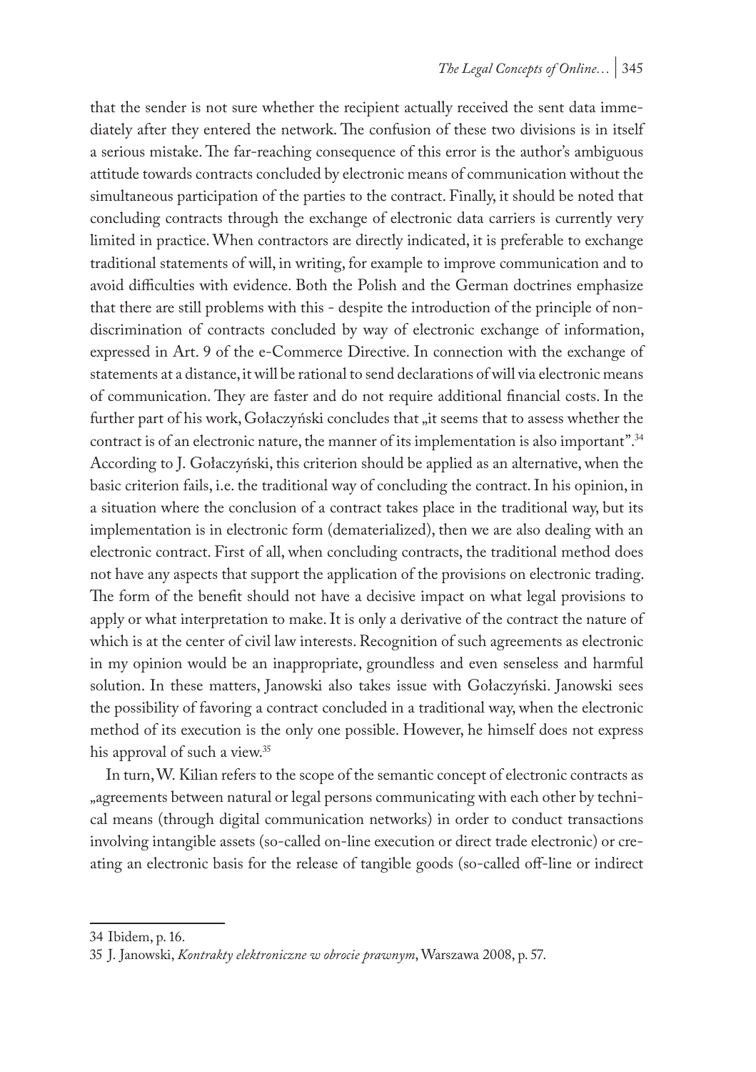that the sender is not sure whether the recipient actually received the sent data immediately after they entered the network. The confusion of these two divisions is in itself a serious mistake. The far-reaching consequence of this error is the author's ambiguous attitude towards contracts concluded by electronic means of communication without the simultaneous participation of the parties to the contract. Finally, it should be noted that concluding contracts through the exchange of electronic data carriers is currently very limited in practice. When contractors are directly indicated, it is preferable to exchange traditional statements of will, in writing, for example to improve communication and to avoid difficulties with evidence. Both the Polish and the German doctrines emphasize that there are still problems with this - despite the introduction of the principle of non-discrimination of contracts concluded by way of electronic exchange of information, expressed in Art. 9 of the e-Commerce Directive. In connection with the exchange of statements at a distance, it will be rational to send declarations of will via electronic means of communication. They are faster and do not require additional financial costs. In the further part of his work, Gołaczyński concludes that „it seems that to assess whether the contract is of an electronic nature, the manner of its implementation is also important".[34] According to J. Gołaczyński, this criterion should be applied as an alternative, when the basic criterion fails, i.e. the traditional way of concluding the contract. In his opinion, in a situation where the conclusion of a contract takes place in the traditional way, but its implementation is in electronic form (dematerialized), then we are also dealing with an electronic contract. First of all, when concluding contracts, the traditional method does not have any aspects that support the application of the provisions on electronic trading. The form of the benefit should not have a decisive impact on what legal provisions to apply or what interpretation to make. It is only a derivative of the contract the nature of which is at the center of civil law interests. Recognition of such agreements as electronic in my opinion would be an inappropriate, groundless and even senseless and harmful solution. In these matters, Janowski also takes issue with Gołaczyński. Janowski sees the possibility of favoring a contract concluded in a traditional way, when the electronic method of its execution is the only one possible. However, he himself does not express his approval of such a view.[35]

In turn, W. Kilian refers to the scope of the semantic concept of electronic contracts as „agreements between natural or legal persons communicating with each other by technical means (through digital communication networks) in order to conduct transactions involving intangible assets (so-called on-line execution or direct trade electronic) or creating an electronic basis for the release of tangible goods (so-called off-line or indirect

34 Ibidem, p. 16.

35 J. Janowski, *Kontrakty elektroniczne w obrocie prawnym*, Warszawa 2008, p. 57.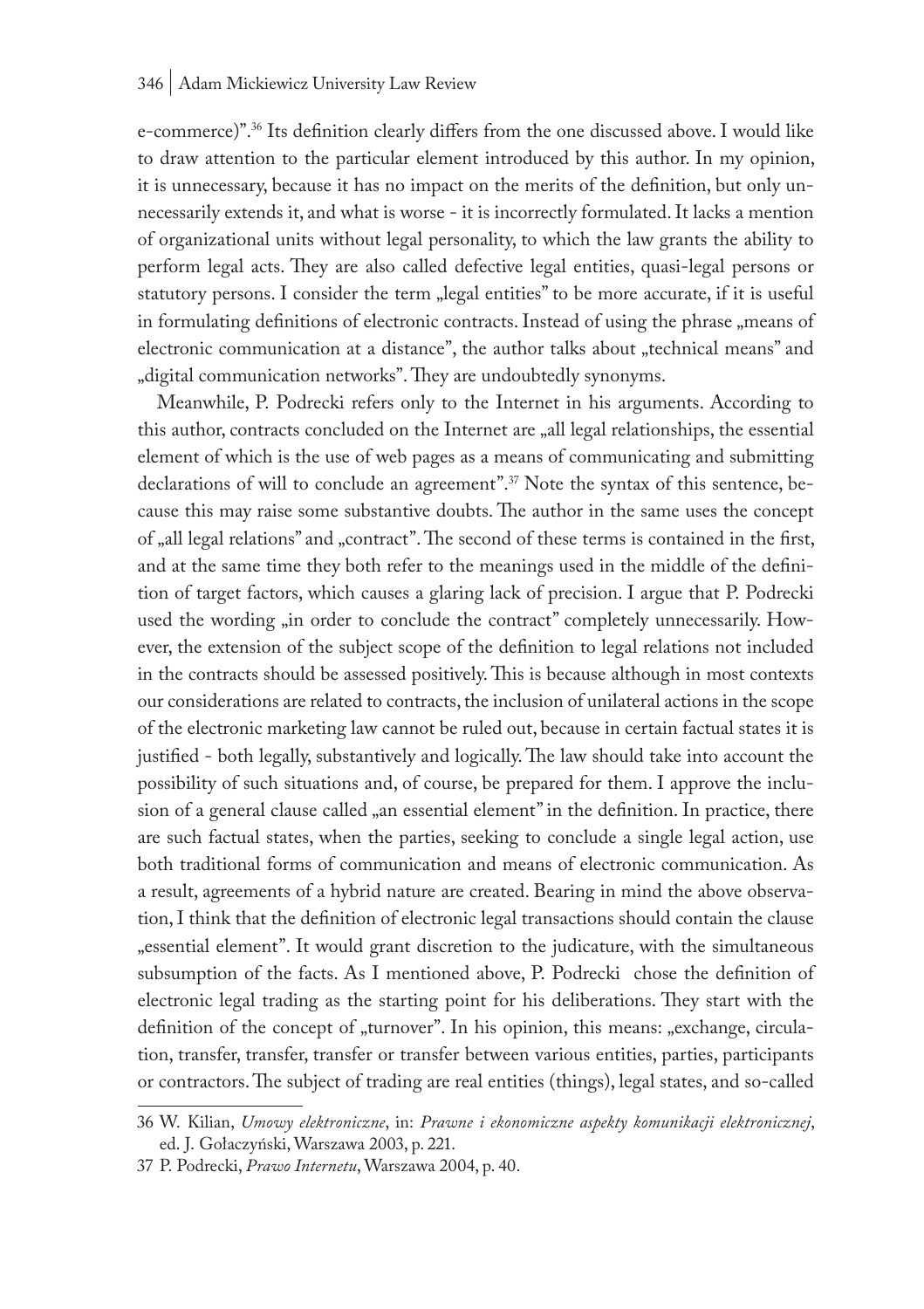e-commerce)".[36] Its definition clearly differs from the one discussed above. I would like to draw attention to the particular element introduced by this author. In my opinion, it is unnecessary, because it has no impact on the merits of the definition, but only unnecessarily extends it, and what is worse - it is incorrectly formulated. It lacks a mention of organizational units without legal personality, to which the law grants the ability to perform legal acts. They are also called defective legal entities, quasi-legal persons or statutory persons. I consider the term „legal entities" to be more accurate, if it is useful in formulating definitions of electronic contracts. Instead of using the phrase „means of electronic communication at a distance", the author talks about „technical means" and „digital communication networks". They are undoubtedly synonyms.

Meanwhile, P. Podrecki refers only to the Internet in his arguments. According to this author, contracts concluded on the Internet are „all legal relationships, the essential element of which is the use of web pages as a means of communicating and submitting declarations of will to conclude an agreement".[37] Note the syntax of this sentence, because this may raise some substantive doubts. The author in the same uses the concept of „all legal relations" and „contract". The second of these terms is contained in the first, and at the same time they both refer to the meanings used in the middle of the definition of target factors, which causes a glaring lack of precision. I argue that P. Podrecki used the wording „in order to conclude the contract" completely unnecessarily. However, the extension of the subject scope of the definition to legal relations not included in the contracts should be assessed positively. This is because although in most contexts our considerations are related to contracts, the inclusion of unilateral actions in the scope of the electronic marketing law cannot be ruled out, because in certain factual states it is justified - both legally, substantively and logically. The law should take into account the possibility of such situations and, of course, be prepared for them. I approve the inclusion of a general clause called „an essential element" in the definition. In practice, there are such factual states, when the parties, seeking to conclude a single legal action, use both traditional forms of communication and means of electronic communication. As a result, agreements of a hybrid nature are created. Bearing in mind the above observation, I think that the definition of electronic legal transactions should contain the clause „essential element". It would grant discretion to the judicature, with the simultaneous subsumption of the facts. As I mentioned above, P. Podrecki chose the definition of electronic legal trading as the starting point for his deliberations. They start with the definition of the concept of „turnover". In his opinion, this means: „exchange, circulation, transfer, transfer, transfer or transfer between various entities, parties, participants or contractors. The subject of trading are real entities (things), legal states, and so-called

---

36 W. Kilian, *Umowy elektroniczne*, in: *Prawne i ekonomiczne aspekty komunikacji elektronicznej*, ed. J. Gołaczyński, Warszawa 2003, p. 221.

37 P. Podrecki, *Prawo Internetu*, Warszawa 2004, p. 40.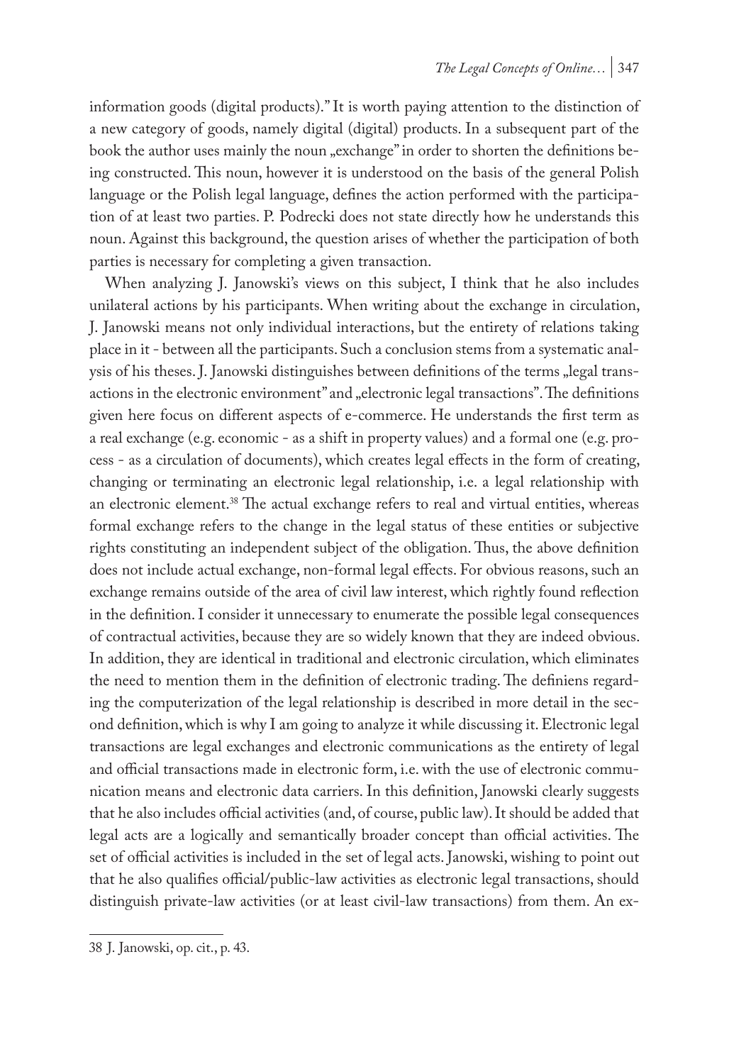information goods (digital products)." It is worth paying attention to the distinction of a new category of goods, namely digital (digital) products. In a subsequent part of the book the author uses mainly the noun „exchange" in order to shorten the definitions being constructed. This noun, however it is understood on the basis of the general Polish language or the Polish legal language, defines the action performed with the participation of at least two parties. P. Podrecki does not state directly how he understands this noun. Against this background, the question arises of whether the participation of both parties is necessary for completing a given transaction.

When analyzing J. Janowski's views on this subject, I think that he also includes unilateral actions by his participants. When writing about the exchange in circulation, J. Janowski means not only individual interactions, but the entirety of relations taking place in it - between all the participants. Such a conclusion stems from a systematic analysis of his theses. J. Janowski distinguishes between definitions of the terms „legal transactions in the electronic environment" and „electronic legal transactions". The definitions given here focus on different aspects of e-commerce. He understands the first term as a real exchange (e.g. economic - as a shift in property values) and a formal one (e.g. process - as a circulation of documents), which creates legal effects in the form of creating, changing or terminating an electronic legal relationship, i.e. a legal relationship with an electronic element.[38] The actual exchange refers to real and virtual entities, whereas formal exchange refers to the change in the legal status of these entities or subjective rights constituting an independent subject of the obligation. Thus, the above definition does not include actual exchange, non-formal legal effects. For obvious reasons, such an exchange remains outside of the area of civil law interest, which rightly found reflection in the definition. I consider it unnecessary to enumerate the possible legal consequences of contractual activities, because they are so widely known that they are indeed obvious. In addition, they are identical in traditional and electronic circulation, which eliminates the need to mention them in the definition of electronic trading. The definiens regarding the computerization of the legal relationship is described in more detail in the second definition, which is why I am going to analyze it while discussing it. Electronic legal transactions are legal exchanges and electronic communications as the entirety of legal and official transactions made in electronic form, i.e. with the use of electronic communication means and electronic data carriers. In this definition, Janowski clearly suggests that he also includes official activities (and, of course, public law). It should be added that legal acts are a logically and semantically broader concept than official activities. The set of official activities is included in the set of legal acts. Janowski, wishing to point out that he also qualifies official/public-law activities as electronic legal transactions, should distinguish private-law activities (or at least civil-law transactions) from them. An ex-

38 J. Janowski, op. cit., p. 43.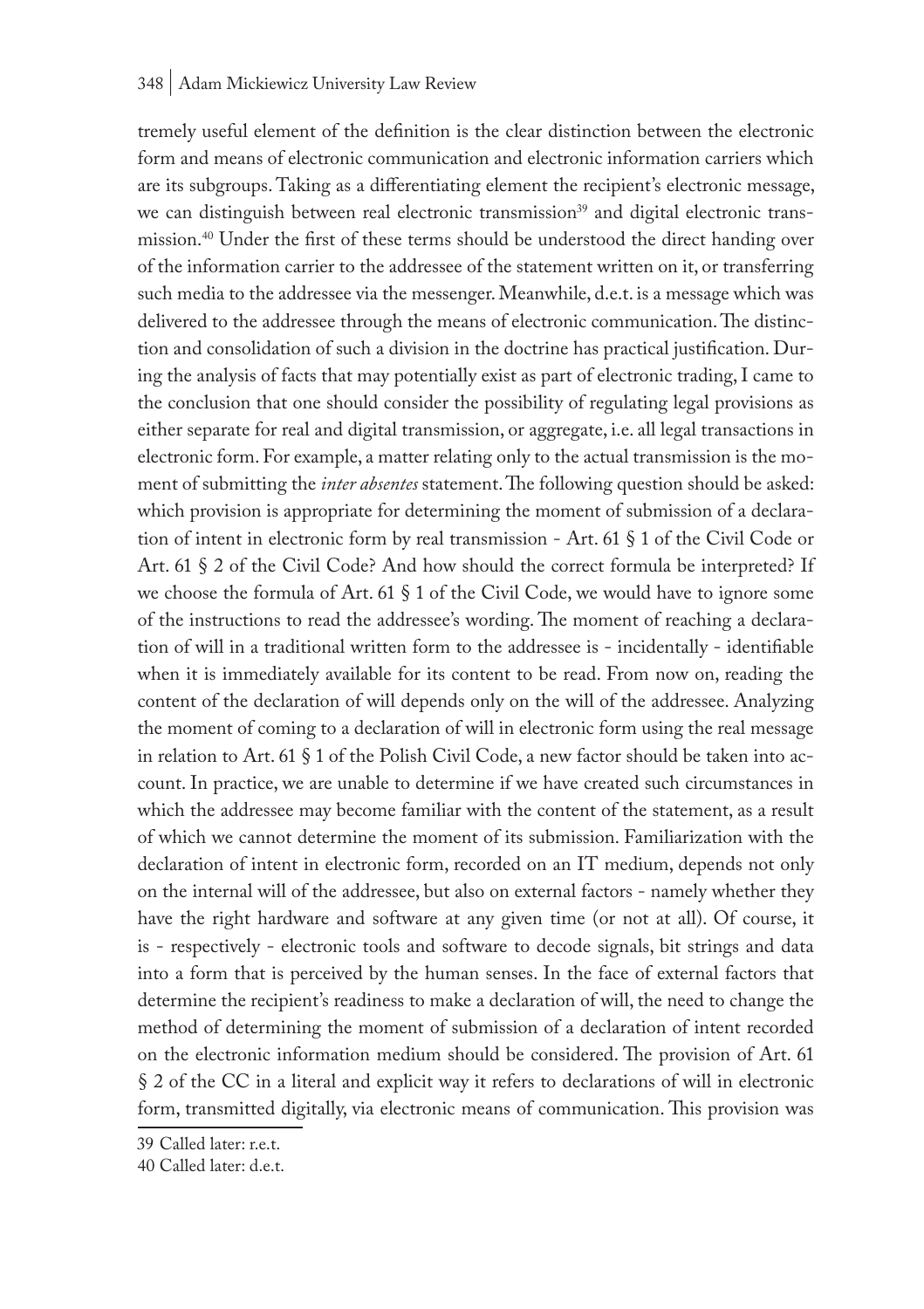tremely useful element of the definition is the clear distinction between the electronic form and means of electronic communication and electronic information carriers which are its subgroups. Taking as a differentiating element the recipient's electronic message, we can distinguish between real electronic transmission[39] and digital electronic transmission.[40] Under the first of these terms should be understood the direct handing over of the information carrier to the addressee of the statement written on it, or transferring such media to the addressee via the messenger. Meanwhile, d.e.t. is a message which was delivered to the addressee through the means of electronic communication. The distinction and consolidation of such a division in the doctrine has practical justification. During the analysis of facts that may potentially exist as part of electronic trading, I came to the conclusion that one should consider the possibility of regulating legal provisions as either separate for real and digital transmission, or aggregate, i.e. all legal transactions in electronic form. For example, a matter relating only to the actual transmission is the moment of submitting the *inter absentes* statement. The following question should be asked: which provision is appropriate for determining the moment of submission of a declaration of intent in electronic form by real transmission - Art. 61 § 1 of the Civil Code or Art. 61 § 2 of the Civil Code? And how should the correct formula be interpreted? If we choose the formula of Art. 61 § 1 of the Civil Code, we would have to ignore some of the instructions to read the addressee's wording. The moment of reaching a declaration of will in a traditional written form to the addressee is - incidentally - identifiable when it is immediately available for its content to be read. From now on, reading the content of the declaration of will depends only on the will of the addressee. Analyzing the moment of coming to a declaration of will in electronic form using the real message in relation to Art. 61 § 1 of the Polish Civil Code, a new factor should be taken into account. In practice, we are unable to determine if we have created such circumstances in which the addressee may become familiar with the content of the statement, as a result of which we cannot determine the moment of its submission. Familiarization with the declaration of intent in electronic form, recorded on an IT medium, depends not only on the internal will of the addressee, but also on external factors - namely whether they have the right hardware and software at any given time (or not at all). Of course, it is - respectively - electronic tools and software to decode signals, bit strings and data into a form that is perceived by the human senses. In the face of external factors that determine the recipient's readiness to make a declaration of will, the need to change the method of determining the moment of submission of a declaration of intent recorded on the electronic information medium should be considered. The provision of Art. 61 § 2 of the CC in a literal and explicit way it refers to declarations of will in electronic form, transmitted digitally, via electronic means of communication. This provision was

39 Called later: r.e.t.

40 Called later: d.e.t.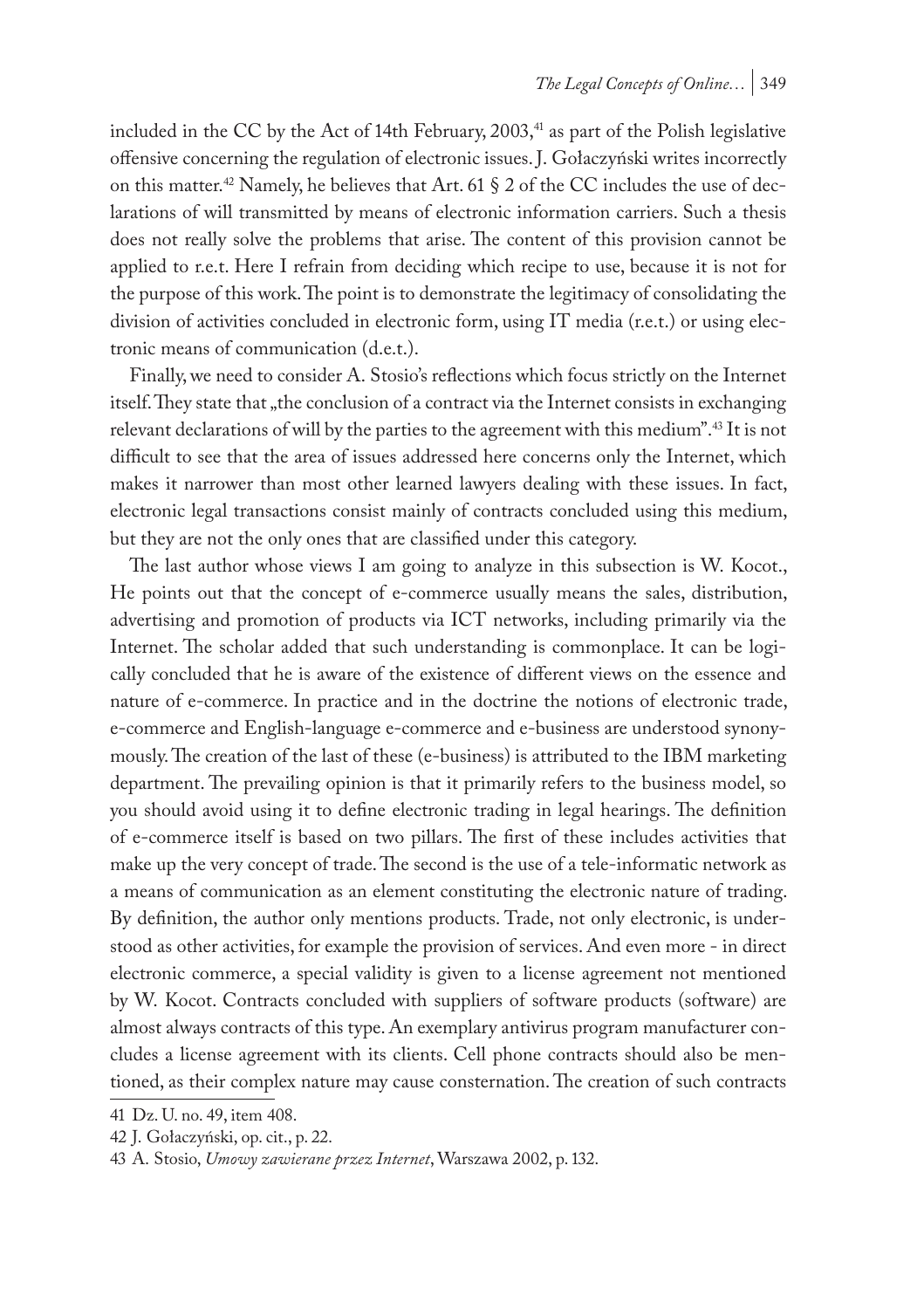included in the CC by the Act of 14th February, 2003,[41] as part of the Polish legislative offensive concerning the regulation of electronic issues. J. Gołaczyński writes incorrectly on this matter.[42] Namely, he believes that Art. 61 § 2 of the CC includes the use of declarations of will transmitted by means of electronic information carriers. Such a thesis does not really solve the problems that arise. The content of this provision cannot be applied to r.e.t. Here I refrain from deciding which recipe to use, because it is not for the purpose of this work. The point is to demonstrate the legitimacy of consolidating the division of activities concluded in electronic form, using IT media (r.e.t.) or using electronic means of communication (d.e.t.).

Finally, we need to consider A. Stosio's reflections which focus strictly on the Internet itself. They state that „the conclusion of a contract via the Internet consists in exchanging relevant declarations of will by the parties to the agreement with this medium".[43] It is not difficult to see that the area of issues addressed here concerns only the Internet, which makes it narrower than most other learned lawyers dealing with these issues. In fact, electronic legal transactions consist mainly of contracts concluded using this medium, but they are not the only ones that are classified under this category.

The last author whose views I am going to analyze in this subsection is W. Kocot., He points out that the concept of e-commerce usually means the sales, distribution, advertising and promotion of products via ICT networks, including primarily via the Internet. The scholar added that such understanding is commonplace. It can be logically concluded that he is aware of the existence of different views on the essence and nature of e-commerce. In practice and in the doctrine the notions of electronic trade, e-commerce and English-language e-commerce and e-business are understood synonymously. The creation of the last of these (e-business) is attributed to the IBM marketing department. The prevailing opinion is that it primarily refers to the business model, so you should avoid using it to define electronic trading in legal hearings. The definition of e-commerce itself is based on two pillars. The first of these includes activities that make up the very concept of trade. The second is the use of a tele-informatic network as a means of communication as an element constituting the electronic nature of trading. By definition, the author only mentions products. Trade, not only electronic, is understood as other activities, for example the provision of services. And even more - in direct electronic commerce, a special validity is given to a license agreement not mentioned by W. Kocot. Contracts concluded with suppliers of software products (software) are almost always contracts of this type. An exemplary antivirus program manufacturer concludes a license agreement with its clients. Cell phone contracts should also be mentioned, as their complex nature may cause consternation. The creation of such contracts

41 Dz. U. no. 49, item 408.

42 J. Gołaczyński, op. cit., p. 22.

43 A. Stosio, *Umowy zawierane przez Internet*, Warszawa 2002, p. 132.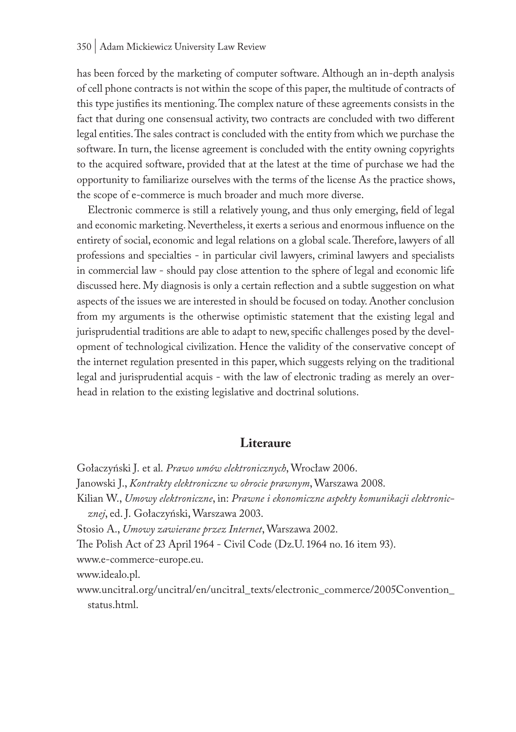has been forced by the marketing of computer software. Although an in-depth analysis of cell phone contracts is not within the scope of this paper, the multitude of contracts of this type justifies its mentioning. The complex nature of these agreements consists in the fact that during one consensual activity, two contracts are concluded with two different legal entities. The sales contract is concluded with the entity from which we purchase the software. In turn, the license agreement is concluded with the entity owning copyrights to the acquired software, provided that at the latest at the time of purchase we had the opportunity to familiarize ourselves with the terms of the license As the practice shows, the scope of e-commerce is much broader and much more diverse.

Electronic commerce is still a relatively young, and thus only emerging, field of legal and economic marketing. Nevertheless, it exerts a serious and enormous influence on the entirety of social, economic and legal relations on a global scale. Therefore, lawyers of all professions and specialties - in particular civil lawyers, criminal lawyers and specialists in commercial law - should pay close attention to the sphere of legal and economic life discussed here. My diagnosis is only a certain reflection and a subtle suggestion on what aspects of the issues we are interested in should be focused on today. Another conclusion from my arguments is the otherwise optimistic statement that the existing legal and jurisprudential traditions are able to adapt to new, specific challenges posed by the development of technological civilization. Hence the validity of the conservative concept of the internet regulation presented in this paper, which suggests relying on the traditional legal and jurisprudential acquis - with the law of electronic trading as merely an overhead in relation to the existing legislative and doctrinal solutions.

## Literaure

Gołaczyński J. et al. *Prawo umów elektronicznych*, Wrocław 2006.

Janowski J., *Kontrakty elektroniczne w obrocie prawnym*, Warszawa 2008.

Kilian W., *Umowy elektroniczne*, in: *Prawne i ekonomiczne aspekty komunikacji elektronicznej*, ed. J. Gołaczyński, Warszawa 2003.

Stosio A., *Umowy zawierane przez Internet*, Warszawa 2002.

The Polish Act of 23 April 1964 - Civil Code (Dz.U. 1964 no. 16 item 93).

www.e-commerce-europe.eu.

www.idealo.pl.

www.uncitral.org/uncitral/en/uncitral_texts/electronic_commerce/2005Convention_status.html.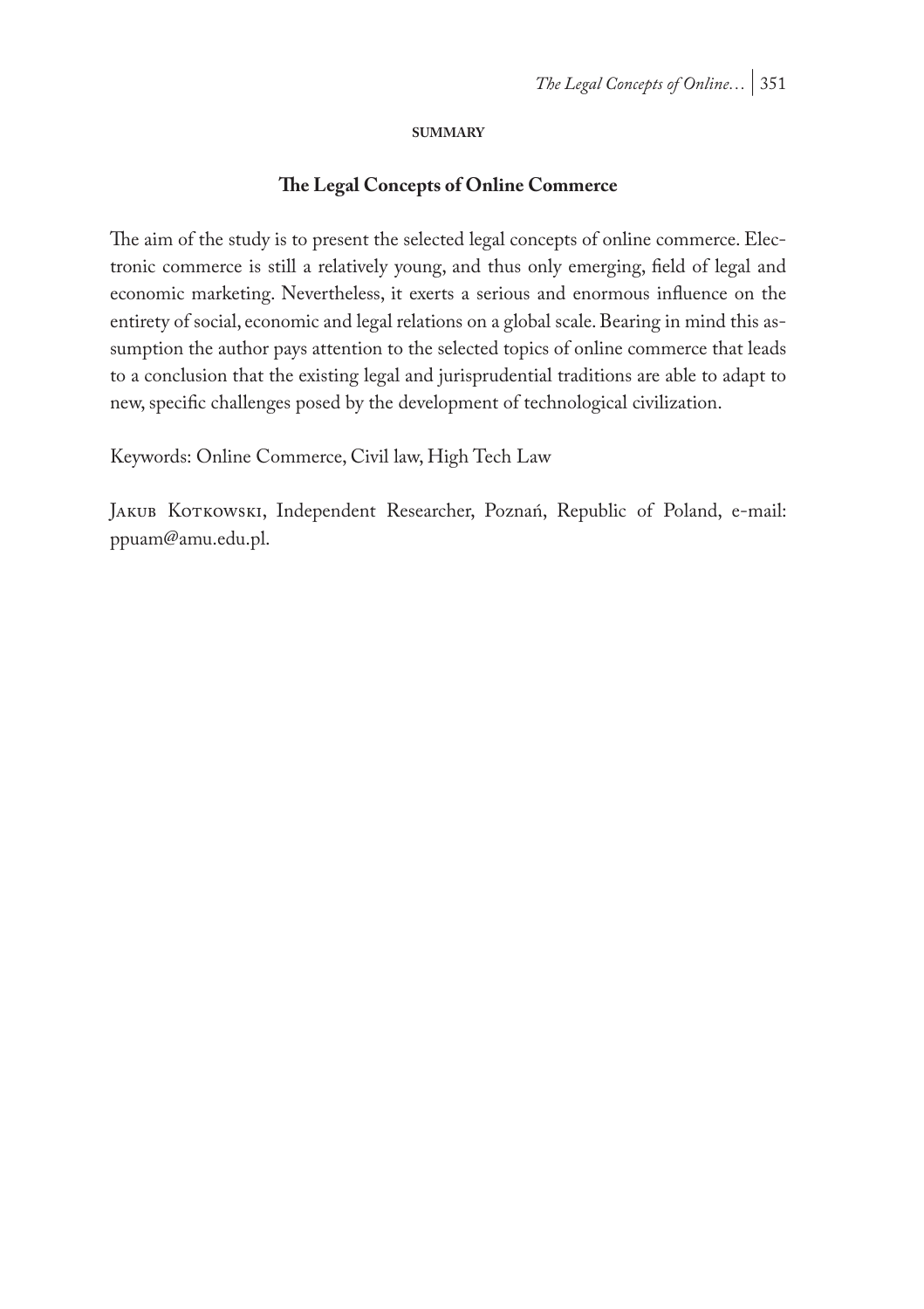**SUMMARY**

## The Legal Concepts of Online Commerce

The aim of the study is to present the selected legal concepts of online commerce. Electronic commerce is still a relatively young, and thus only emerging, field of legal and economic marketing. Nevertheless, it exerts a serious and enormous influence on the entirety of social, economic and legal relations on a global scale. Bearing in mind this assumption the author pays attention to the selected topics of online commerce that leads to a conclusion that the existing legal and jurisprudential traditions are able to adapt to new, specific challenges posed by the development of technological civilization.

Keywords: Online Commerce, Civil law, High Tech Law

Jakub Kotkowski, Independent Researcher, Poznań, Republic of Poland, e-mail: ppuam@amu.edu.pl.